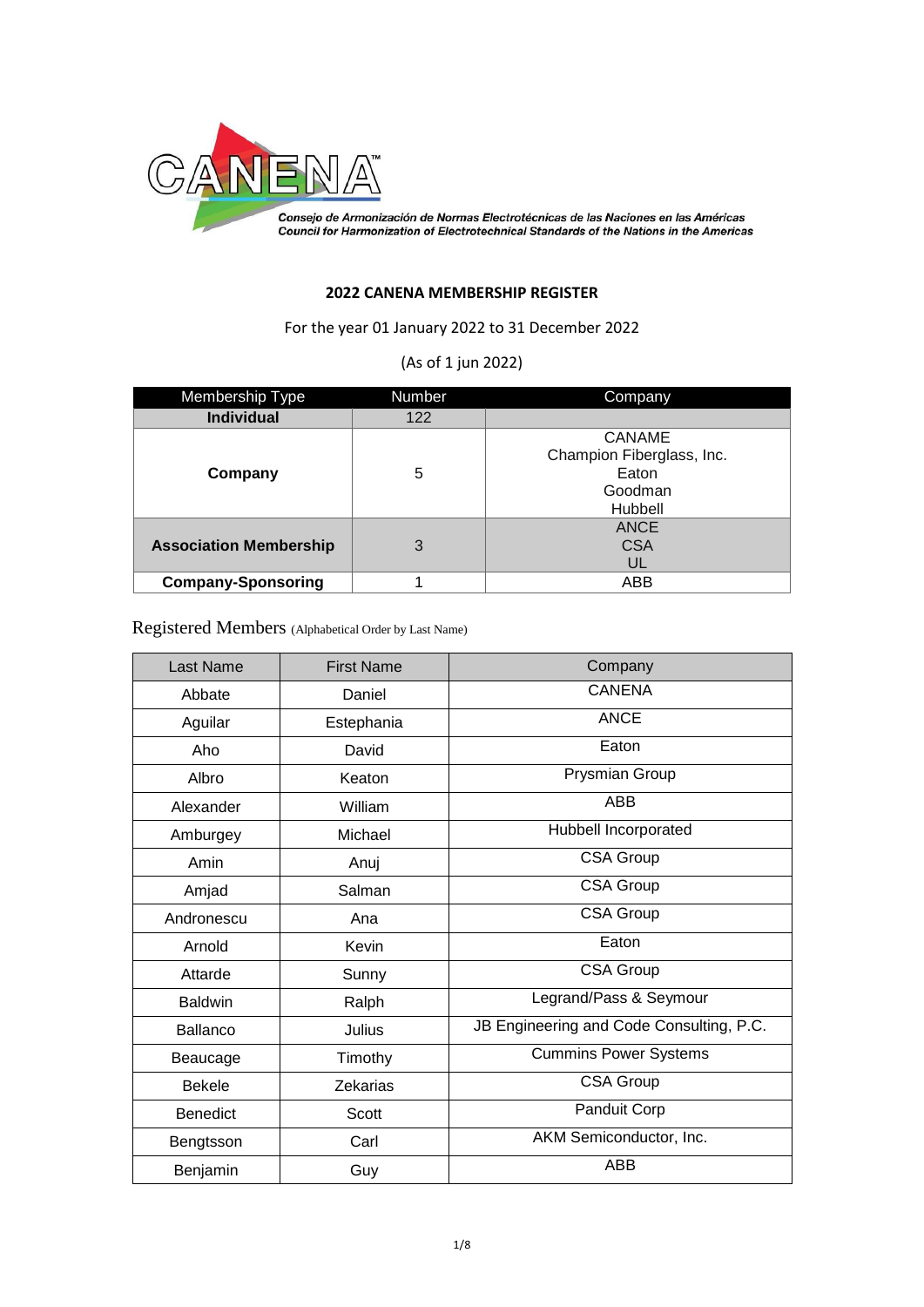CANENA™

*Consejo de Armonización de Normas Electrotécnicas de las Naciones en las Américas*
*Council for Harmonization of Electrotechnical Standards of the Nations in the Americas*

**2022 CANENA MEMBERSHIP REGISTER**

For the year 01 January 2022 to 31 December 2022

(As of 1 jun 2022)

| Membership Type | Number | Company |
|---|---|---|
| **Individual** | 122 | |
| **Company** | 5 | CANAME<br>Champion Fiberglass, Inc.<br>Eaton<br>Goodman<br>Hubbell |
| **Association Membership** | 3 | ANCE<br>CSA<br>UL |
| **Company-Sponsoring** | 1 | ABB |

Registered Members (Alphabetical Order by Last Name)

| Last Name | First Name | Company |
|---|---|---|
| Abbate | Daniel | CANENA |
| Aguilar | Estephania | ANCE |
| Aho | David | Eaton |
| Albro | Keaton | Prysmian Group |
| Alexander | William | ABB |
| Amburgey | Michael | Hubbell Incorporated |
| Amin | Anuj | CSA Group |
| Amjad | Salman | CSA Group |
| Andronescu | Ana | CSA Group |
| Arnold | Kevin | Eaton |
| Attarde | Sunny | CSA Group |
| Baldwin | Ralph | Legrand/Pass & Seymour |
| Ballanco | Julius | JB Engineering and Code Consulting, P.C. |
| Beaucage | Timothy | Cummins Power Systems |
| Bekele | Zekarias | CSA Group |
| Benedict | Scott | Panduit Corp |
| Bengtsson | Carl | AKM Semiconductor, Inc. |
| Benjamin | Guy | ABB |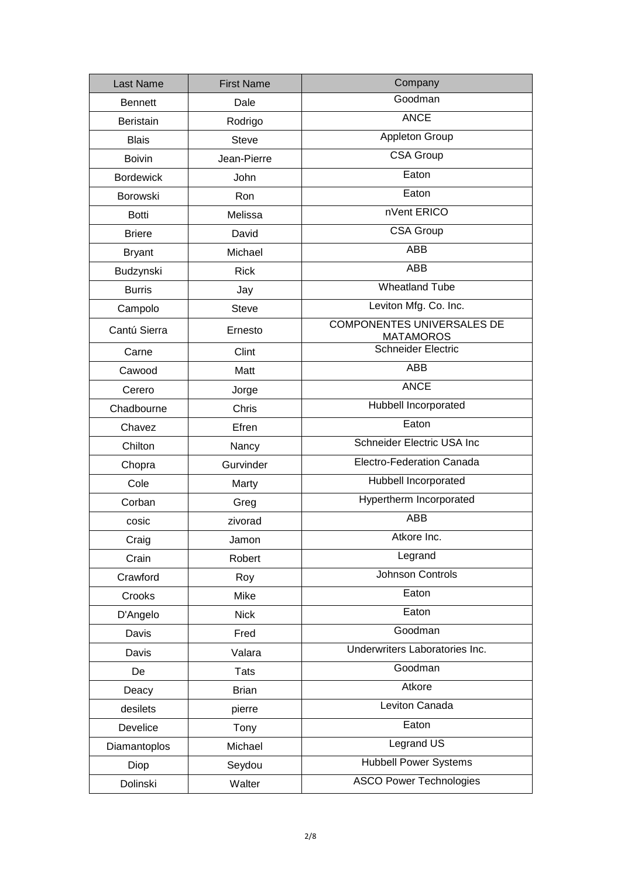| Last Name | First Name | Company |
| --- | --- | --- |
| Bennett | Dale | Goodman |
| Beristain | Rodrigo | ANCE |
| Blais | Steve | Appleton Group |
| Boivin | Jean-Pierre | CSA Group |
| Bordewick | John | Eaton |
| Borowski | Ron | Eaton |
| Botti | Melissa | nVent ERICO |
| Briere | David | CSA Group |
| Bryant | Michael | ABB |
| Budzynski | Rick | ABB |
| Burris | Jay | Wheatland Tube |
| Campolo | Steve | Leviton Mfg. Co. Inc. |
| Cantú Sierra | Ernesto | COMPONENTES UNIVERSALES DE MATAMOROS |
| Carne | Clint | Schneider Electric |
| Cawood | Matt | ABB |
| Cerero | Jorge | ANCE |
| Chadbourne | Chris | Hubbell Incorporated |
| Chavez | Efren | Eaton |
| Chilton | Nancy | Schneider Electric USA Inc |
| Chopra | Gurvinder | Electro-Federation Canada |
| Cole | Marty | Hubbell Incorporated |
| Corban | Greg | Hypertherm Incorporated |
| cosic | zivorad | ABB |
| Craig | Jamon | Atkore Inc. |
| Crain | Robert | Legrand |
| Crawford | Roy | Johnson Controls |
| Crooks | Mike | Eaton |
| D'Angelo | Nick | Eaton |
| Davis | Fred | Goodman |
| Davis | Valara | Underwriters Laboratories Inc. |
| De | Tats | Goodman |
| Deacy | Brian | Atkore |
| desilets | pierre | Leviton Canada |
| Develice | Tony | Eaton |
| Diamantoplos | Michael | Legrand US |
| Diop | Seydou | Hubbell Power Systems |
| Dolinski | Walter | ASCO Power Technologies |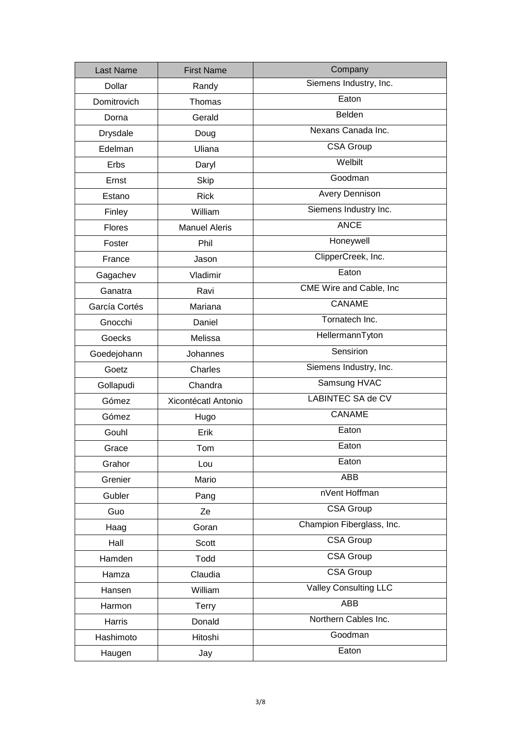| Last Name | First Name | Company |
| --- | --- | --- |
| Dollar | Randy | Siemens Industry, Inc. |
| Domitrovich | Thomas | Eaton |
| Dorna | Gerald | Belden |
| Drysdale | Doug | Nexans Canada Inc. |
| Edelman | Uliana | CSA Group |
| Erbs | Daryl | Welbilt |
| Ernst | Skip | Goodman |
| Estano | Rick | Avery Dennison |
| Finley | William | Siemens Industry Inc. |
| Flores | Manuel Aleris | ANCE |
| Foster | Phil | Honeywell |
| France | Jason | ClipperCreek, Inc. |
| Gagachev | Vladimir | Eaton |
| Ganatra | Ravi | CME Wire and Cable, Inc |
| García Cortés | Mariana | CANAME |
| Gnocchi | Daniel | Tornatech Inc. |
| Goecks | Melissa | HellermannTyton |
| Goedejohann | Johannes | Sensirion |
| Goetz | Charles | Siemens Industry, Inc. |
| Gollapudi | Chandra | Samsung HVAC |
| Gómez | Xicontécatl Antonio | LABINTEC SA de CV |
| Gómez | Hugo | CANAME |
| Gouhl | Erik | Eaton |
| Grace | Tom | Eaton |
| Grahor | Lou | Eaton |
| Grenier | Mario | ABB |
| Gubler | Pang | nVent Hoffman |
| Guo | Ze | CSA Group |
| Haag | Goran | Champion Fiberglass, Inc. |
| Hall | Scott | CSA Group |
| Hamden | Todd | CSA Group |
| Hamza | Claudia | CSA Group |
| Hansen | William | Valley Consulting LLC |
| Harmon | Terry | ABB |
| Harris | Donald | Northern Cables Inc. |
| Hashimoto | Hitoshi | Goodman |
| Haugen | Jay | Eaton |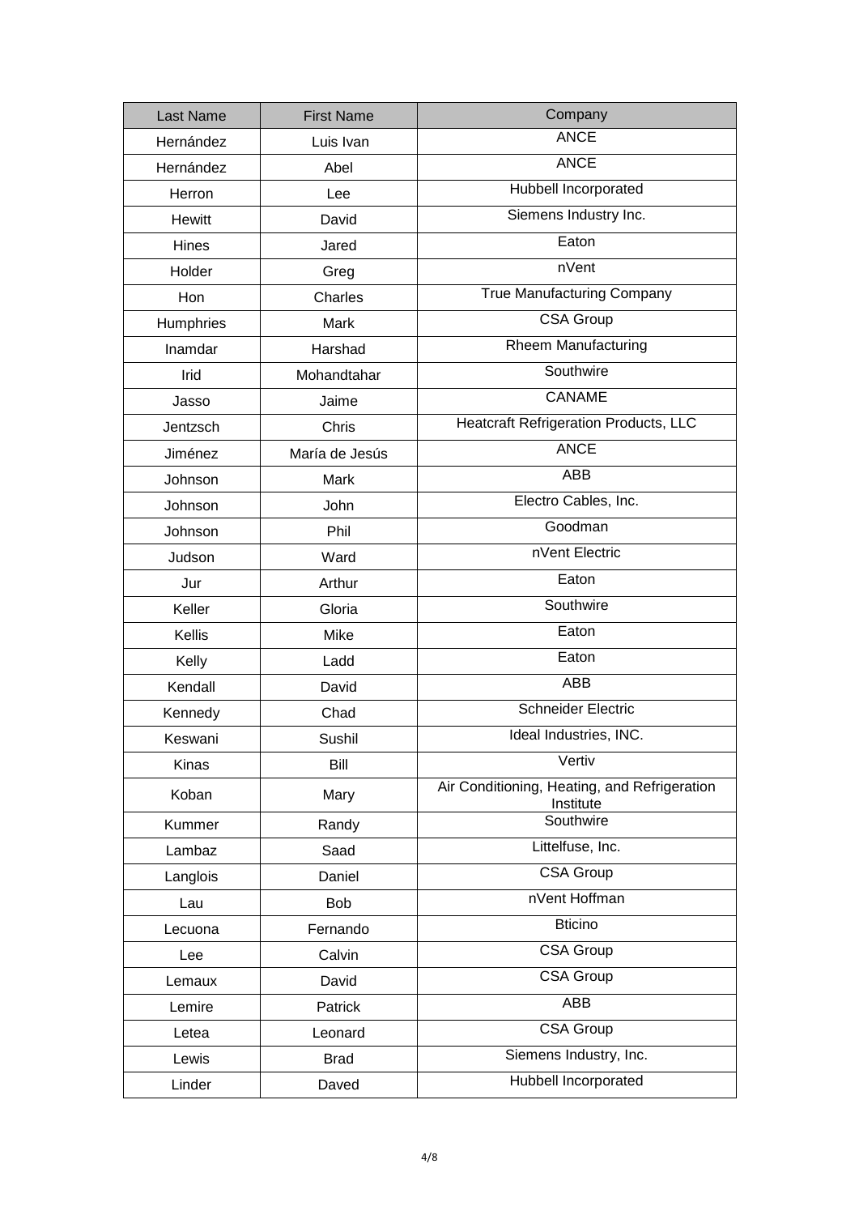| Last Name | First Name | Company |
| --- | --- | --- |
| Hernández | Luis Ivan | ANCE |
| Hernández | Abel | ANCE |
| Herron | Lee | Hubbell Incorporated |
| Hewitt | David | Siemens Industry Inc. |
| Hines | Jared | Eaton |
| Holder | Greg | nVent |
| Hon | Charles | True Manufacturing Company |
| Humphries | Mark | CSA Group |
| Inamdar | Harshad | Rheem Manufacturing |
| Irid | Mohandtahar | Southwire |
| Jasso | Jaime | CANAME |
| Jentzsch | Chris | Heatcraft Refrigeration Products, LLC |
| Jiménez | María de Jesús | ANCE |
| Johnson | Mark | ABB |
| Johnson | John | Electro Cables, Inc. |
| Johnson | Phil | Goodman |
| Judson | Ward | nVent Electric |
| Jur | Arthur | Eaton |
| Keller | Gloria | Southwire |
| Kellis | Mike | Eaton |
| Kelly | Ladd | Eaton |
| Kendall | David | ABB |
| Kennedy | Chad | Schneider Electric |
| Keswani | Sushil | Ideal Industries, INC. |
| Kinas | Bill | Vertiv |
| Koban | Mary | Air Conditioning, Heating, and Refrigeration Institute |
| Kummer | Randy | Southwire |
| Lambaz | Saad | Littelfuse, Inc. |
| Langlois | Daniel | CSA Group |
| Lau | Bob | nVent Hoffman |
| Lecuona | Fernando | Bticino |
| Lee | Calvin | CSA Group |
| Lemaux | David | CSA Group |
| Lemire | Patrick | ABB |
| Letea | Leonard | CSA Group |
| Lewis | Brad | Siemens Industry, Inc. |
| Linder | Daved | Hubbell Incorporated |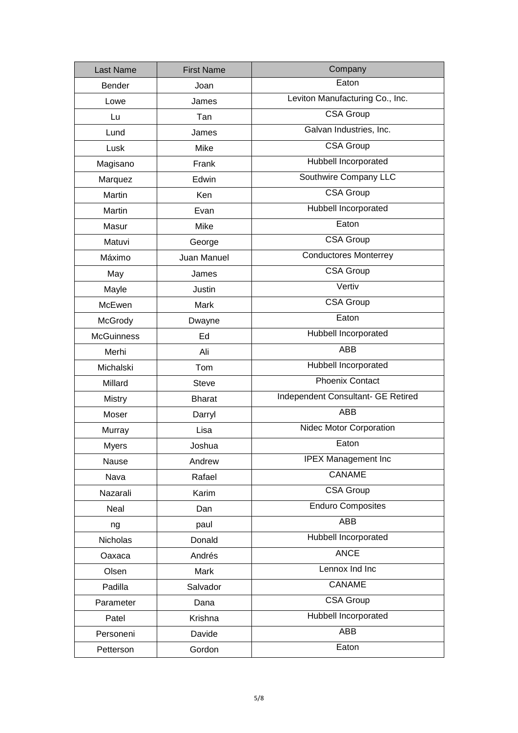| Last Name | First Name | Company |
| --- | --- | --- |
| Bender | Joan | Eaton |
| Lowe | James | Leviton Manufacturing Co., Inc. |
| Lu | Tan | CSA Group |
| Lund | James | Galvan Industries, Inc. |
| Lusk | Mike | CSA Group |
| Magisano | Frank | Hubbell Incorporated |
| Marquez | Edwin | Southwire Company LLC |
| Martin | Ken | CSA Group |
| Martin | Evan | Hubbell Incorporated |
| Masur | Mike | Eaton |
| Matuvi | George | CSA Group |
| Máximo | Juan Manuel | Conductores Monterrey |
| May | James | CSA Group |
| Mayle | Justin | Vertiv |
| McEwen | Mark | CSA Group |
| McGrody | Dwayne | Eaton |
| McGuinness | Ed | Hubbell Incorporated |
| Merhi | Ali | ABB |
| Michalski | Tom | Hubbell Incorporated |
| Millard | Steve | Phoenix Contact |
| Mistry | Bharat | Independent Consultant- GE Retired |
| Moser | Darryl | ABB |
| Murray | Lisa | Nidec Motor Corporation |
| Myers | Joshua | Eaton |
| Nause | Andrew | IPEX Management Inc |
| Nava | Rafael | CANAME |
| Nazarali | Karim | CSA Group |
| Neal | Dan | Enduro Composites |
| ng | paul | ABB |
| Nicholas | Donald | Hubbell Incorporated |
| Oaxaca | Andrés | ANCE |
| Olsen | Mark | Lennox Ind Inc |
| Padilla | Salvador | CANAME |
| Parameter | Dana | CSA Group |
| Patel | Krishna | Hubbell Incorporated |
| Personeni | Davide | ABB |
| Petterson | Gordon | Eaton |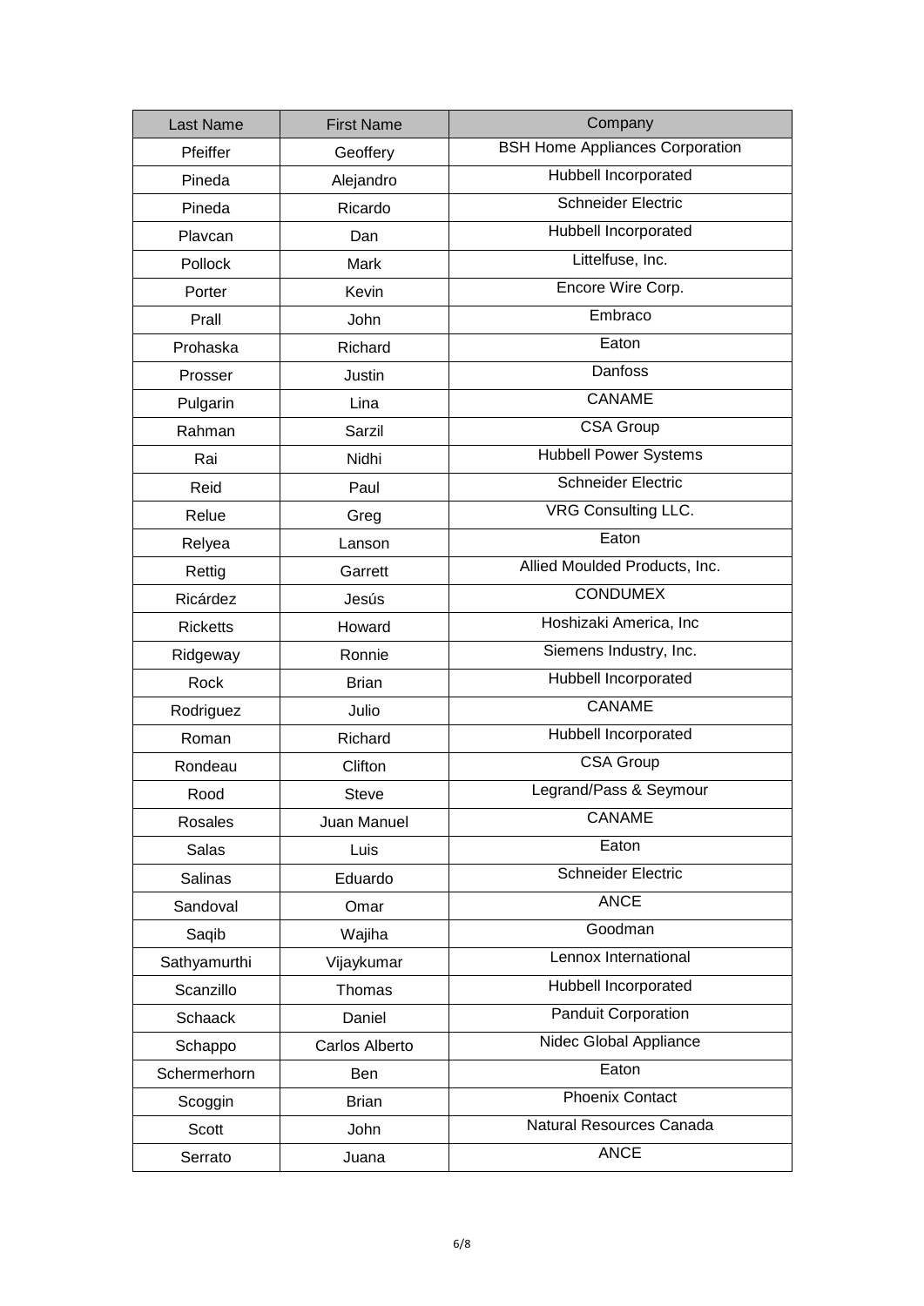| Last Name | First Name | Company |
| --- | --- | --- |
| Pfeiffer | Geoffery | BSH Home Appliances Corporation |
| Pineda | Alejandro | Hubbell Incorporated |
| Pineda | Ricardo | Schneider Electric |
| Plavcan | Dan | Hubbell Incorporated |
| Pollock | Mark | Littelfuse, Inc. |
| Porter | Kevin | Encore Wire Corp. |
| Prall | John | Embraco |
| Prohaska | Richard | Eaton |
| Prosser | Justin | Danfoss |
| Pulgarin | Lina | CANAME |
| Rahman | Sarzil | CSA Group |
| Rai | Nidhi | Hubbell Power Systems |
| Reid | Paul | Schneider Electric |
| Relue | Greg | VRG Consulting LLC. |
| Relyea | Lanson | Eaton |
| Rettig | Garrett | Allied Moulded Products, Inc. |
| Ricárdez | Jesús | CONDUMEX |
| Ricketts | Howard | Hoshizaki America, Inc |
| Ridgeway | Ronnie | Siemens Industry, Inc. |
| Rock | Brian | Hubbell Incorporated |
| Rodriguez | Julio | CANAME |
| Roman | Richard | Hubbell Incorporated |
| Rondeau | Clifton | CSA Group |
| Rood | Steve | Legrand/Pass & Seymour |
| Rosales | Juan Manuel | CANAME |
| Salas | Luis | Eaton |
| Salinas | Eduardo | Schneider Electric |
| Sandoval | Omar | ANCE |
| Saqib | Wajiha | Goodman |
| Sathyamurthi | Vijaykumar | Lennox International |
| Scanzillo | Thomas | Hubbell Incorporated |
| Schaack | Daniel | Panduit Corporation |
| Schappo | Carlos Alberto | Nidec Global Appliance |
| Schermerhorn | Ben | Eaton |
| Scoggin | Brian | Phoenix Contact |
| Scott | John | Natural Resources Canada |
| Serrato | Juana | ANCE |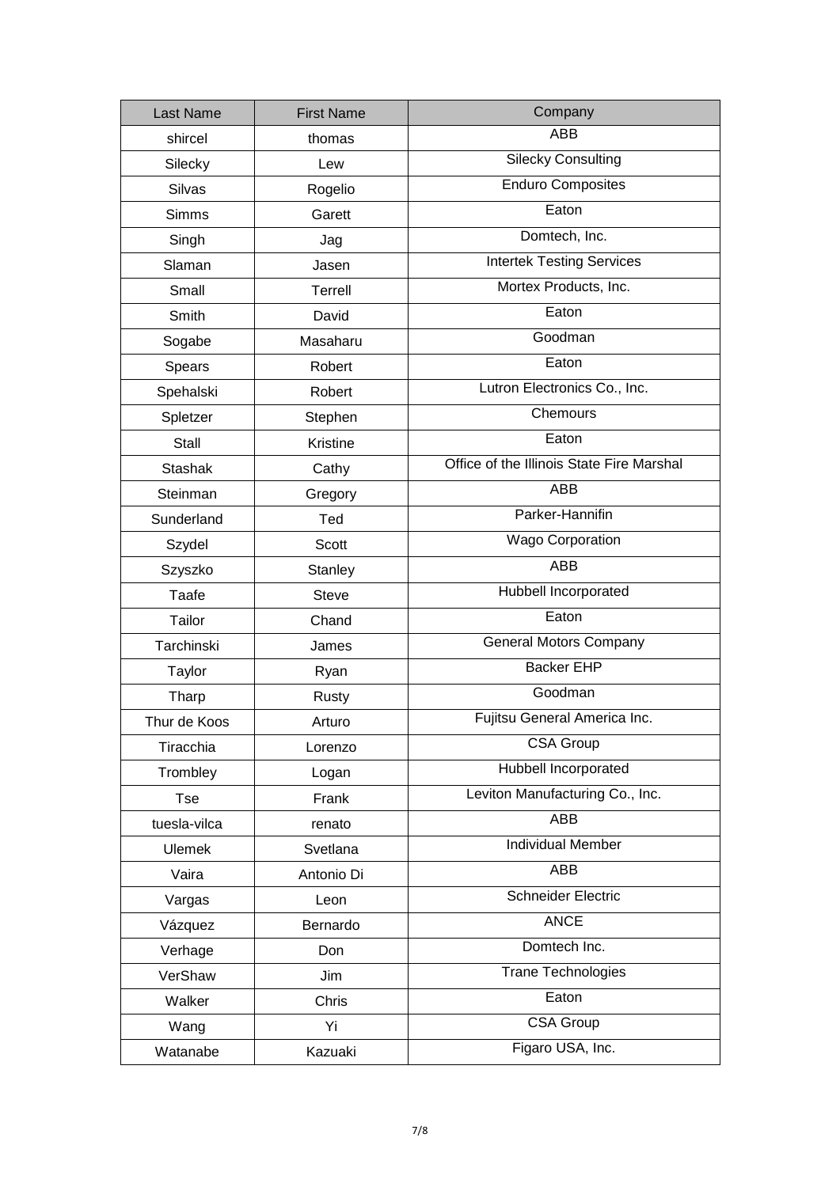| Last Name | First Name | Company |
| --- | --- | --- |
| shircel | thomas | ABB |
| Silecky | Lew | Silecky Consulting |
| Silvas | Rogelio | Enduro Composites |
| Simms | Garett | Eaton |
| Singh | Jag | Domtech, Inc. |
| Slaman | Jasen | Intertek Testing Services |
| Small | Terrell | Mortex Products, Inc. |
| Smith | David | Eaton |
| Sogabe | Masaharu | Goodman |
| Spears | Robert | Eaton |
| Spehalski | Robert | Lutron Electronics Co., Inc. |
| Spletzer | Stephen | Chemours |
| Stall | Kristine | Eaton |
| Stashak | Cathy | Office of the Illinois State Fire Marshal |
| Steinman | Gregory | ABB |
| Sunderland | Ted | Parker-Hannifin |
| Szydel | Scott | Wago Corporation |
| Szyszko | Stanley | ABB |
| Taafe | Steve | Hubbell Incorporated |
| Tailor | Chand | Eaton |
| Tarchinski | James | General Motors Company |
| Taylor | Ryan | Backer EHP |
| Tharp | Rusty | Goodman |
| Thur de Koos | Arturo | Fujitsu General America Inc. |
| Tiracchia | Lorenzo | CSA Group |
| Trombley | Logan | Hubbell Incorporated |
| Tse | Frank | Leviton Manufacturing Co., Inc. |
| tuesla-vilca | renato | ABB |
| Ulemek | Svetlana | Individual Member |
| Vaira | Antonio Di | ABB |
| Vargas | Leon | Schneider Electric |
| Vázquez | Bernardo | ANCE |
| Verhage | Don | Domtech Inc. |
| VerShaw | Jim | Trane Technologies |
| Walker | Chris | Eaton |
| Wang | Yi | CSA Group |
| Watanabe | Kazuaki | Figaro USA, Inc. |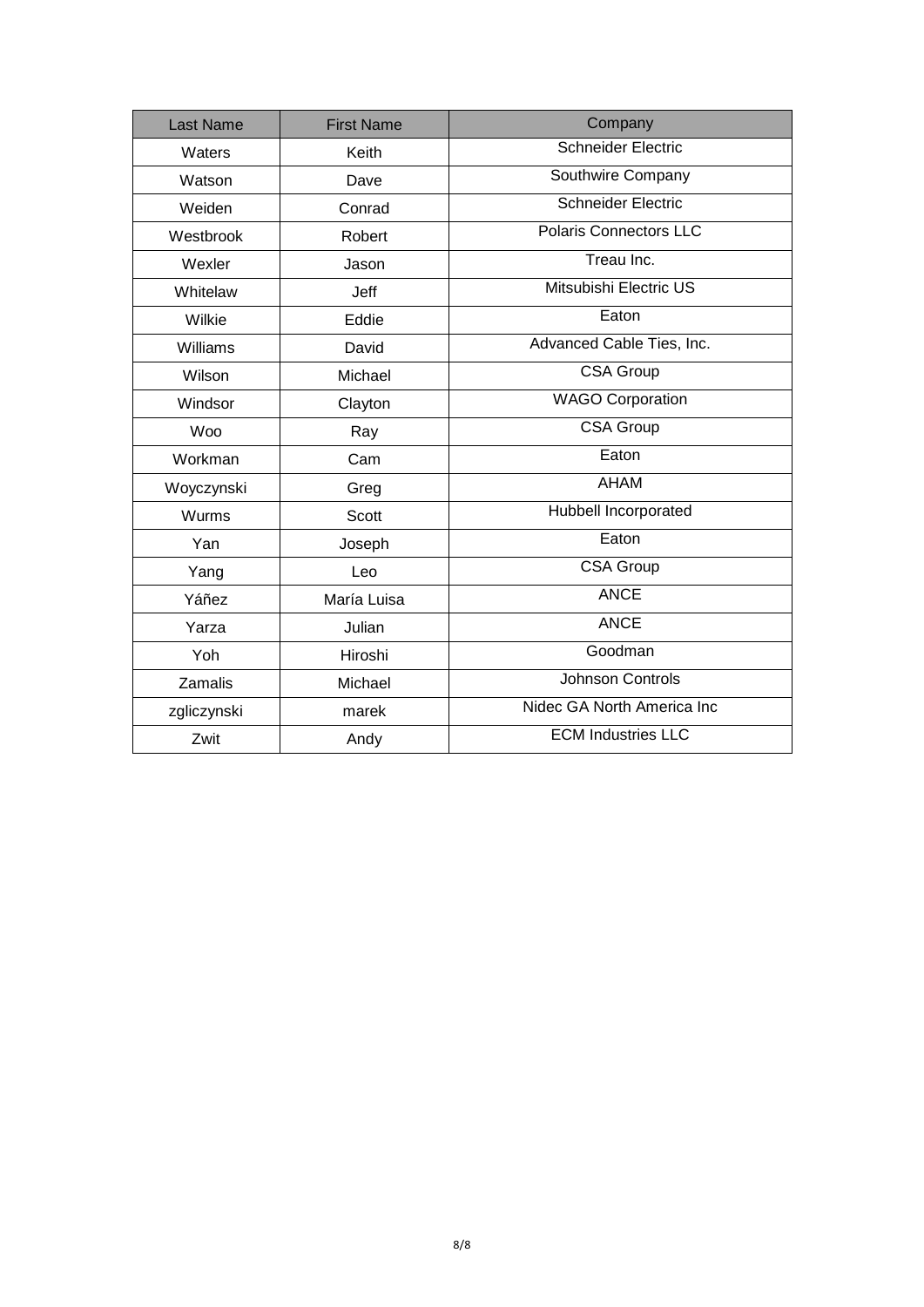| Last Name | First Name | Company |
| --- | --- | --- |
| Waters | Keith | Schneider Electric |
| Watson | Dave | Southwire Company |
| Weiden | Conrad | Schneider Electric |
| Westbrook | Robert | Polaris Connectors LLC |
| Wexler | Jason | Treau Inc. |
| Whitelaw | Jeff | Mitsubishi Electric US |
| Wilkie | Eddie | Eaton |
| Williams | David | Advanced Cable Ties, Inc. |
| Wilson | Michael | CSA Group |
| Windsor | Clayton | WAGO Corporation |
| Woo | Ray | CSA Group |
| Workman | Cam | Eaton |
| Woyczynski | Greg | AHAM |
| Wurms | Scott | Hubbell Incorporated |
| Yan | Joseph | Eaton |
| Yang | Leo | CSA Group |
| Yáñez | María Luisa | ANCE |
| Yarza | Julian | ANCE |
| Yoh | Hiroshi | Goodman |
| Zamalis | Michael | Johnson Controls |
| zgliczynski | marek | Nidec GA North America Inc |
| Zwit | Andy | ECM Industries LLC |